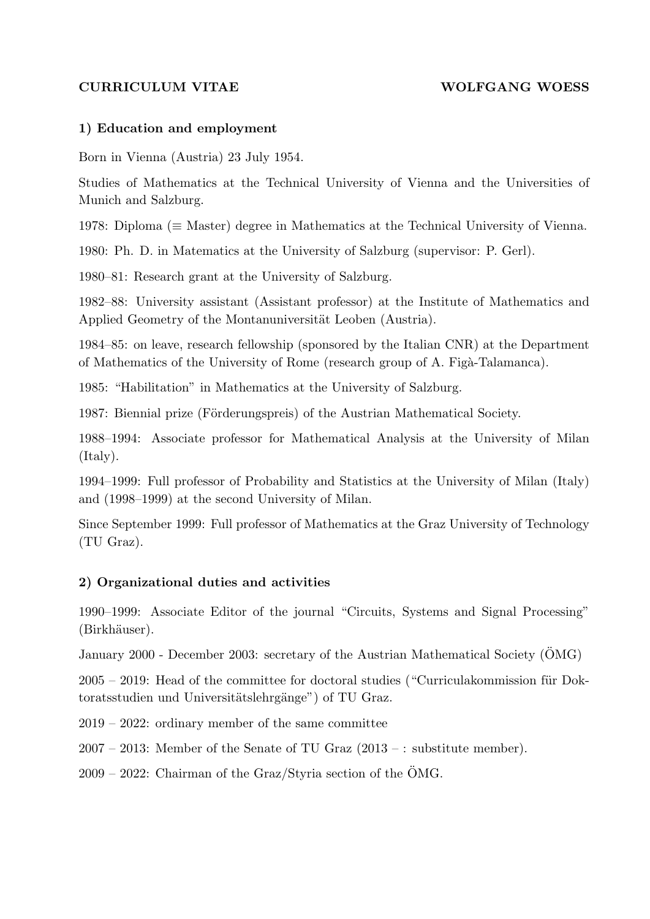**CURRICULUM VITAE** **WOLFGANG WOESS**

### 1) Education and employment

Born in Vienna (Austria) 23 July 1954.

Studies of Mathematics at the Technical University of Vienna and the Universities of Munich and Salzburg.

1978: Diploma ($\equiv$ Master) degree in Mathematics at the Technical University of Vienna.

1980: Ph. D. in Matematics at the University of Salzburg (supervisor: P. Gerl).

1980–81: Research grant at the University of Salzburg.

1982–88: University assistant (Assistant professor) at the Institute of Mathematics and Applied Geometry of the Montanuniversität Leoben (Austria).

1984–85: on leave, research fellowship (sponsored by the Italian CNR) at the Department of Mathematics of the University of Rome (research group of A. Figà-Talamanca).

1985: "Habilitation" in Mathematics at the University of Salzburg.

1987: Biennial prize (Förderungspreis) of the Austrian Mathematical Society.

1988–1994: Associate professor for Mathematical Analysis at the University of Milan (Italy).

1994–1999: Full professor of Probability and Statistics at the University of Milan (Italy) and (1998–1999) at the second University of Milan.

Since September 1999: Full professor of Mathematics at the Graz University of Technology (TU Graz).

### 2) Organizational duties and activities

1990–1999: Associate Editor of the journal "Circuits, Systems and Signal Processing" (Birkhäuser).

January 2000 - December 2003: secretary of the Austrian Mathematical Society (ÖMG)

2005 – 2019: Head of the committee for doctoral studies ("Curriculakommission für Doktoratsstudien und Universitätslehrgänge") of TU Graz.

2019 – 2022: ordinary member of the same committee

2007 – 2013: Member of the Senate of TU Graz (2013 – : substitute member).

2009 – 2022: Chairman of the Graz/Styria section of the ÖMG.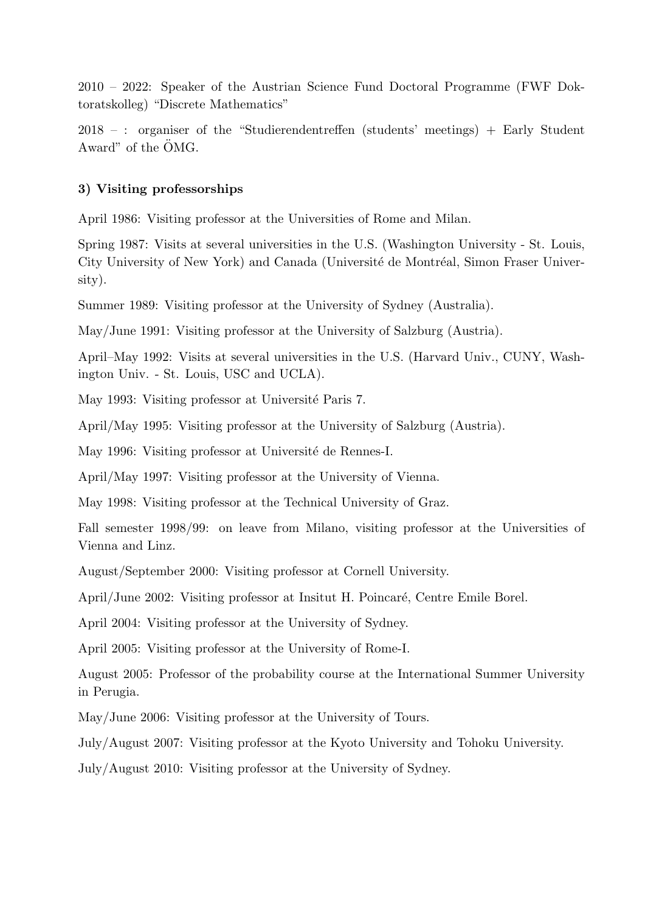2010 – 2022: Speaker of the Austrian Science Fund Doctoral Programme (FWF Doktoratskolleg) "Discrete Mathematics"

2018 – : organiser of the "Studierendentreffen (students' meetings) + Early Student Award" of the ÖMG.

### 3) Visiting professorships

April 1986: Visiting professor at the Universities of Rome and Milan.

Spring 1987: Visits at several universities in the U.S. (Washington University - St. Louis, City University of New York) and Canada (Université de Montréal, Simon Fraser University).

Summer 1989: Visiting professor at the University of Sydney (Australia).

May/June 1991: Visiting professor at the University of Salzburg (Austria).

April–May 1992: Visits at several universities in the U.S. (Harvard Univ., CUNY, Washington Univ. - St. Louis, USC and UCLA).

May 1993: Visiting professor at Université Paris 7.

April/May 1995: Visiting professor at the University of Salzburg (Austria).

May 1996: Visiting professor at Université de Rennes-I.

April/May 1997: Visiting professor at the University of Vienna.

May 1998: Visiting professor at the Technical University of Graz.

Fall semester 1998/99: on leave from Milano, visiting professor at the Universities of Vienna and Linz.

August/September 2000: Visiting professor at Cornell University.

April/June 2002: Visiting professor at Insitut H. Poincaré, Centre Emile Borel.

April 2004: Visiting professor at the University of Sydney.

April 2005: Visiting professor at the University of Rome-I.

August 2005: Professor of the probability course at the International Summer University in Perugia.

May/June 2006: Visiting professor at the University of Tours.

July/August 2007: Visiting professor at the Kyoto University and Tohoku University.

July/August 2010: Visiting professor at the University of Sydney.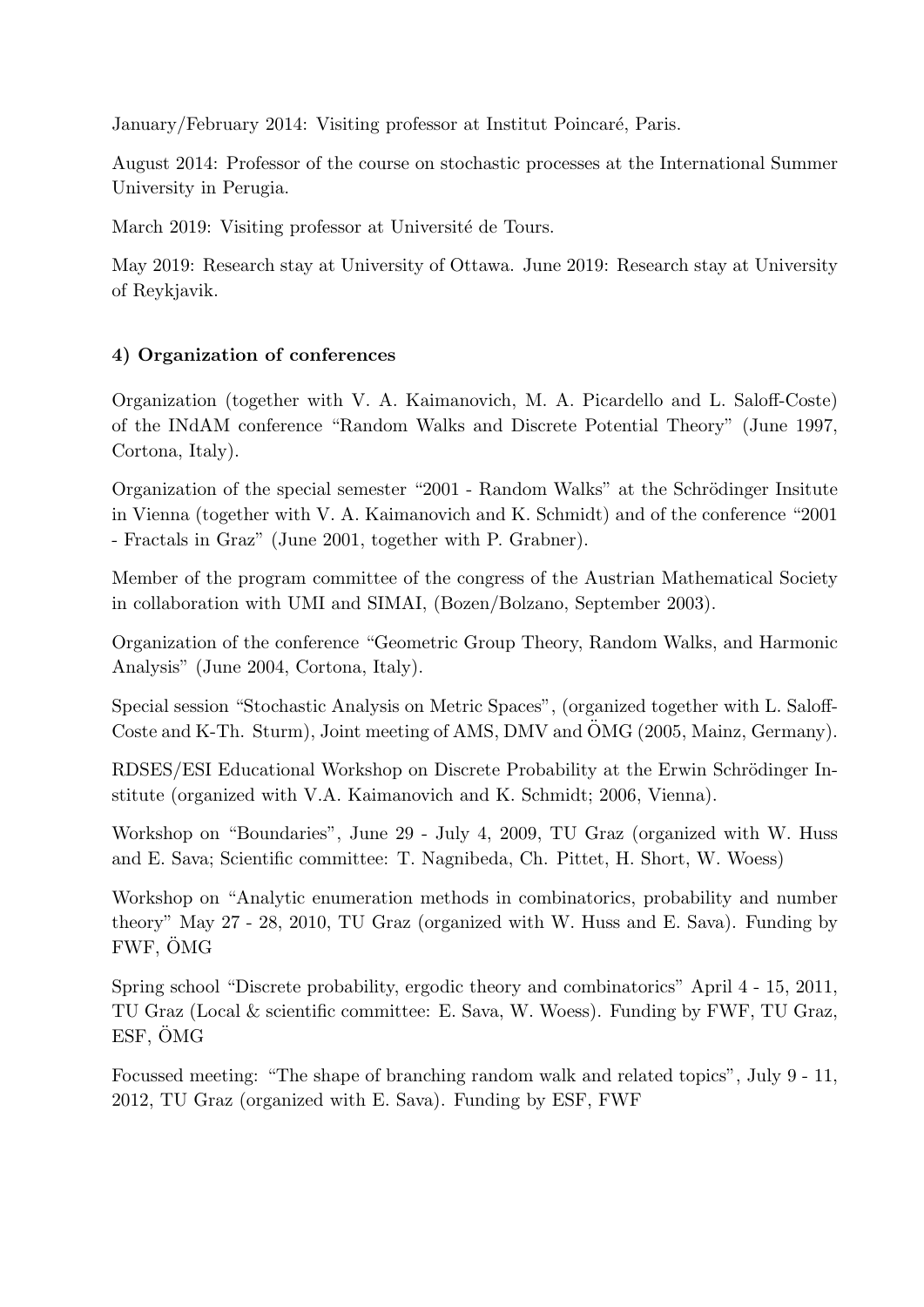January/February 2014: Visiting professor at Institut Poincaré, Paris.

August 2014: Professor of the course on stochastic processes at the International Summer University in Perugia.

March 2019: Visiting professor at Université de Tours.

May 2019: Research stay at University of Ottawa. June 2019: Research stay at University of Reykjavik.

#### 4) Organization of conferences

Organization (together with V. A. Kaimanovich, M. A. Picardello and L. Saloff-Coste) of the INdAM conference "Random Walks and Discrete Potential Theory" (June 1997, Cortona, Italy).

Organization of the special semester "2001 - Random Walks" at the Schrödinger Insitute in Vienna (together with V. A. Kaimanovich and K. Schmidt) and of the conference "2001 - Fractals in Graz" (June 2001, together with P. Grabner).

Member of the program committee of the congress of the Austrian Mathematical Society in collaboration with UMI and SIMAI, (Bozen/Bolzano, September 2003).

Organization of the conference "Geometric Group Theory, Random Walks, and Harmonic Analysis" (June 2004, Cortona, Italy).

Special session "Stochastic Analysis on Metric Spaces", (organized together with L. Saloff-Coste and K-Th. Sturm), Joint meeting of AMS, DMV and ÖMG (2005, Mainz, Germany).

RDSES/ESI Educational Workshop on Discrete Probability at the Erwin Schrödinger Institute (organized with V.A. Kaimanovich and K. Schmidt; 2006, Vienna).

Workshop on "Boundaries", June 29 - July 4, 2009, TU Graz (organized with W. Huss and E. Sava; Scientific committee: T. Nagnibeda, Ch. Pittet, H. Short, W. Woess)

Workshop on "Analytic enumeration methods in combinatorics, probability and number theory" May 27 - 28, 2010, TU Graz (organized with W. Huss and E. Sava). Funding by FWF, ÖMG

Spring school "Discrete probability, ergodic theory and combinatorics" April 4 - 15, 2011, TU Graz (Local & scientific committee: E. Sava, W. Woess). Funding by FWF, TU Graz, ESF, ÖMG

Focussed meeting: "The shape of branching random walk and related topics", July 9 - 11, 2012, TU Graz (organized with E. Sava). Funding by ESF, FWF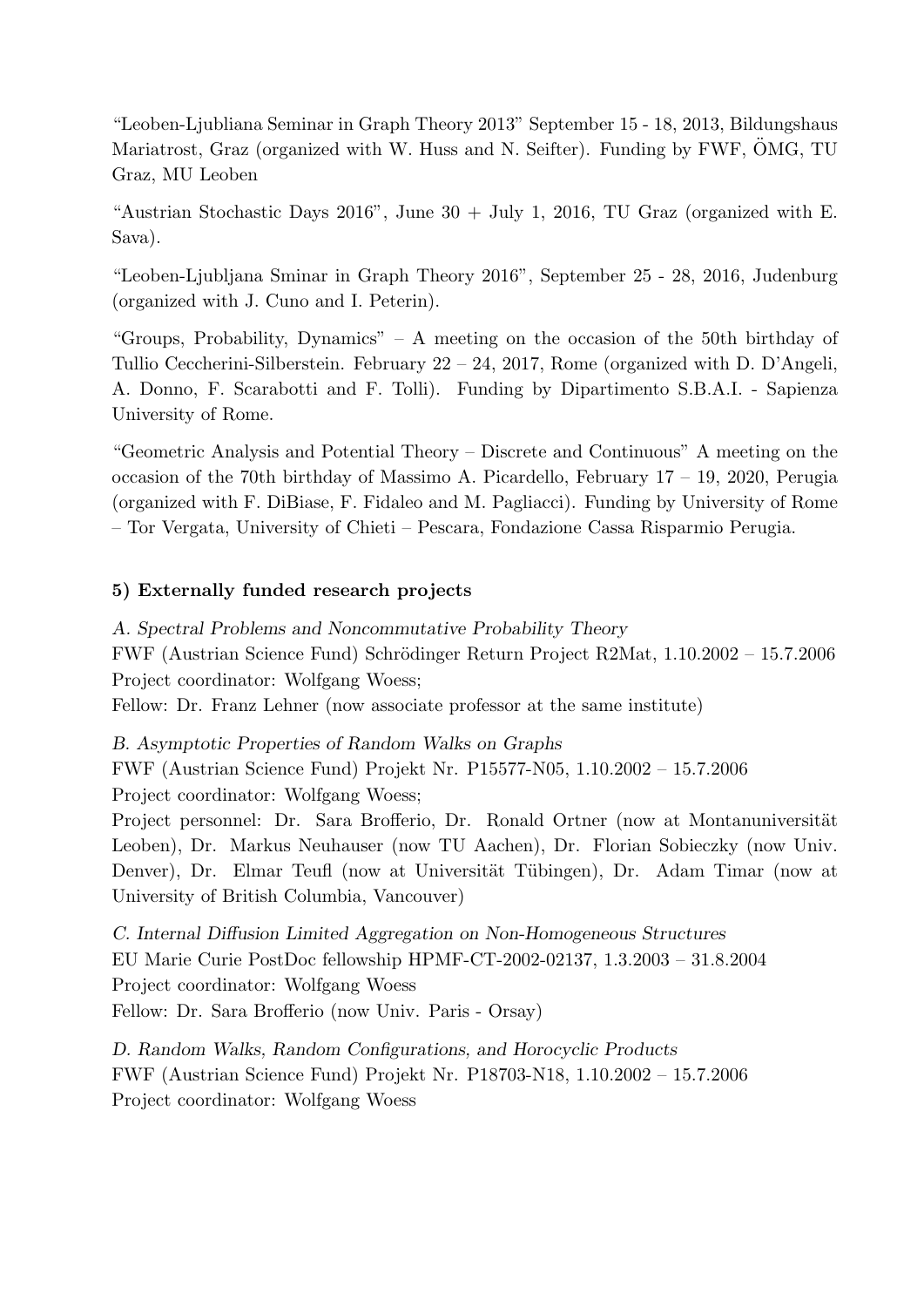"Leoben-Ljubliana Seminar in Graph Theory 2013" September 15 - 18, 2013, Bildungshaus Mariatrost, Graz (organized with W. Huss and N. Seifter). Funding by FWF, ÖMG, TU Graz, MU Leoben

"Austrian Stochastic Days 2016", June 30 + July 1, 2016, TU Graz (organized with E. Sava).

"Leoben-Ljubljana Sminar in Graph Theory 2016", September 25 - 28, 2016, Judenburg (organized with J. Cuno and I. Peterin).

"Groups, Probability, Dynamics" – A meeting on the occasion of the 50th birthday of Tullio Ceccherini-Silberstein. February 22 – 24, 2017, Rome (organized with D. D'Angeli, A. Donno, F. Scarabotti and F. Tolli). Funding by Dipartimento S.B.A.I. - Sapienza University of Rome.

"Geometric Analysis and Potential Theory – Discrete and Continuous" A meeting on the occasion of the 70th birthday of Massimo A. Picardello, February 17 – 19, 2020, Perugia (organized with F. DiBiase, F. Fidaleo and M. Pagliacci). Funding by University of Rome – Tor Vergata, University of Chieti – Pescara, Fondazione Cassa Risparmio Perugia.

**5) Externally funded research projects**

*A. Spectral Problems and Noncommutative Probability Theory*
FWF (Austrian Science Fund) Schrödinger Return Project R2Mat, 1.10.2002 – 15.7.2006
Project coordinator: Wolfgang Woess;
Fellow: Dr. Franz Lehner (now associate professor at the same institute)

*B. Asymptotic Properties of Random Walks on Graphs*
FWF (Austrian Science Fund) Projekt Nr. P15577-N05, 1.10.2002 – 15.7.2006
Project coordinator: Wolfgang Woess;
Project personnel: Dr. Sara Brofferio, Dr. Ronald Ortner (now at Montanuniversität Leoben), Dr. Markus Neuhauser (now TU Aachen), Dr. Florian Sobieczky (now Univ. Denver), Dr. Elmar Teufl (now at Universität Tübingen), Dr. Adam Timar (now at University of British Columbia, Vancouver)

*C. Internal Diffusion Limited Aggregation on Non-Homogeneous Structures*
EU Marie Curie PostDoc fellowship HPMF-CT-2002-02137, 1.3.2003 – 31.8.2004
Project coordinator: Wolfgang Woess
Fellow: Dr. Sara Brofferio (now Univ. Paris - Orsay)

*D. Random Walks, Random Configurations, and Horocyclic Products*
FWF (Austrian Science Fund) Projekt Nr. P18703-N18, 1.10.2002 – 15.7.2006
Project coordinator: Wolfgang Woess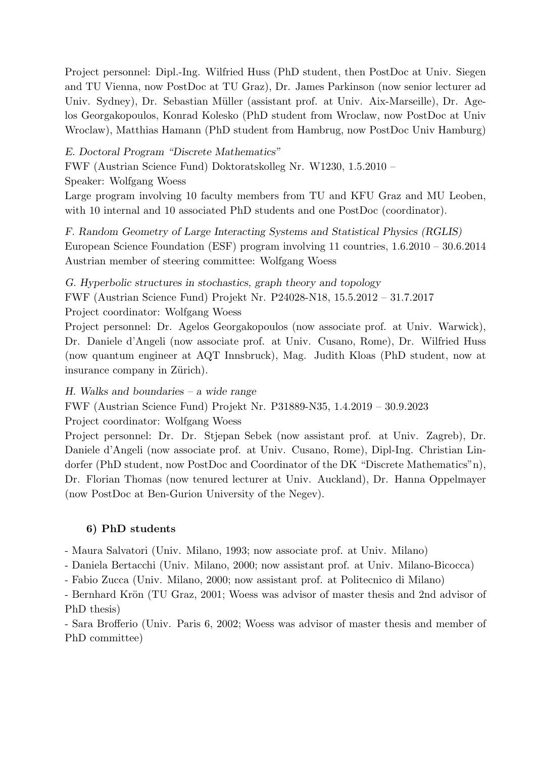Project personnel: Dipl.-Ing. Wilfried Huss (PhD student, then PostDoc at Univ. Siegen and TU Vienna, now PostDoc at TU Graz), Dr. James Parkinson (now senior lecturer ad Univ. Sydney), Dr. Sebastian Müller (assistant prof. at Univ. Aix-Marseille), Dr. Agelos Georgakopoulos, Konrad Kolesko (PhD student from Wroclaw, now PostDoc at Univ Wroclaw), Matthias Hamann (PhD student from Hambrug, now PostDoc Univ Hamburg)

*E. Doctoral Program "Discrete Mathematics"*
FWF (Austrian Science Fund) Doktoratskolleg Nr. W1230, 1.5.2010 –
Speaker: Wolfgang Woess
Large program involving 10 faculty members from TU and KFU Graz and MU Leoben, with 10 internal and 10 associated PhD students and one PostDoc (coordinator).

*F. Random Geometry of Large Interacting Systems and Statistical Physics (RGLIS)*
European Science Foundation (ESF) program involving 11 countries, 1.6.2010 – 30.6.2014
Austrian member of steering committee: Wolfgang Woess

*G. Hyperbolic structures in stochastics, graph theory and topology*
FWF (Austrian Science Fund) Projekt Nr. P24028-N18, 15.5.2012 – 31.7.2017
Project coordinator: Wolfgang Woess
Project personnel: Dr. Agelos Georgakopoulos (now associate prof. at Univ. Warwick), Dr. Daniele d'Angeli (now associate prof. at Univ. Cusano, Rome), Dr. Wilfried Huss (now quantum engineer at AQT Innsbruck), Mag. Judith Kloas (PhD student, now at insurance company in Zürich).

*H. Walks and boundaries – a wide range*
FWF (Austrian Science Fund) Projekt Nr. P31889-N35, 1.4.2019 – 30.9.2023
Project coordinator: Wolfgang Woess
Project personnel: Dr. Dr. Stjepan Sebek (now assistant prof. at Univ. Zagreb), Dr. Daniele d'Angeli (now associate prof. at Univ. Cusano, Rome), Dipl-Ing. Christian Lindorfer (PhD student, now PostDoc and Coordinator of the DK "Discrete Mathematics"n), Dr. Florian Thomas (now tenured lecturer at Univ. Auckland), Dr. Hanna Oppelmayer (now PostDoc at Ben-Gurion University of the Negev).

### 6) PhD students

- Maura Salvatori (Univ. Milano, 1993; now associate prof. at Univ. Milano)
- Daniela Bertacchi (Univ. Milano, 2000; now assistant prof. at Univ. Milano-Bicocca)
- Fabio Zucca (Univ. Milano, 2000; now assistant prof. at Politecnico di Milano)
- Bernhard Krön (TU Graz, 2001; Woess was advisor of master thesis and 2nd advisor of PhD thesis)
- Sara Brofferio (Univ. Paris 6, 2002; Woess was advisor of master thesis and member of PhD committee)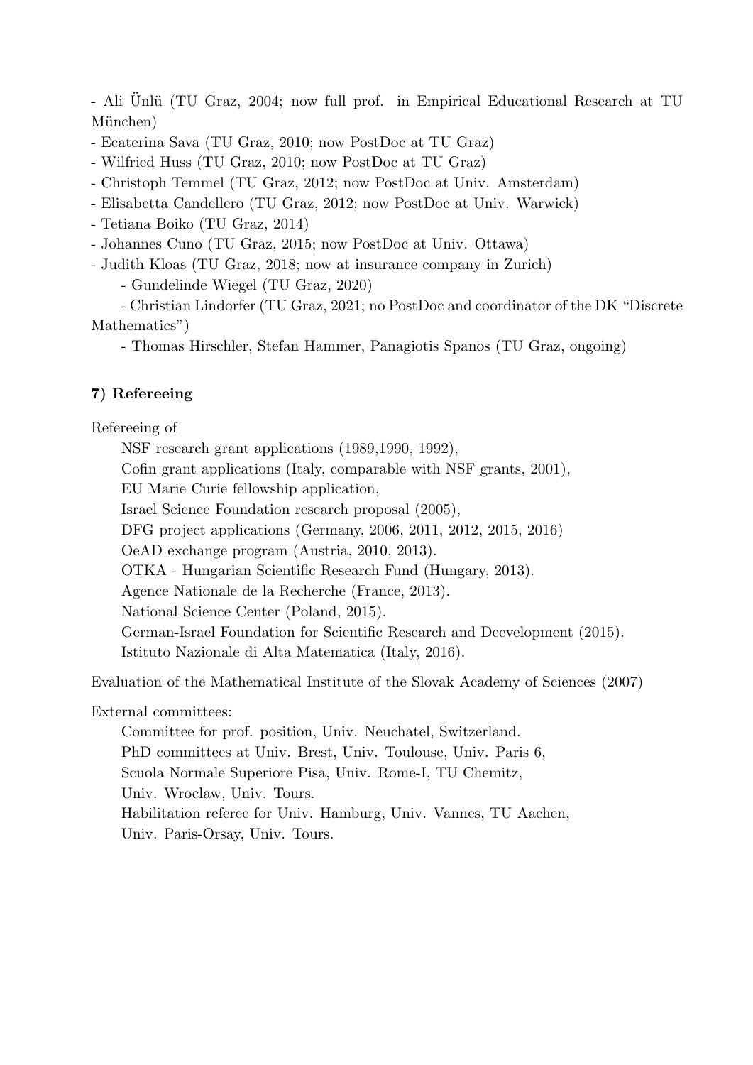- Ali Ünlü (TU Graz, 2004; now full prof. in Empirical Educational Research at TU München)
- Ecaterina Sava (TU Graz, 2010; now PostDoc at TU Graz)
- Wilfried Huss (TU Graz, 2010; now PostDoc at TU Graz)
- Christoph Temmel (TU Graz, 2012; now PostDoc at Univ. Amsterdam)
- Elisabetta Candellero (TU Graz, 2012; now PostDoc at Univ. Warwick)
- Tetiana Boiko (TU Graz, 2014)
- Johannes Cuno (TU Graz, 2015; now PostDoc at Univ. Ottawa)
- Judith Kloas (TU Graz, 2018; now at insurance company in Zurich)
- Gundelinde Wiegel (TU Graz, 2020)
- Christian Lindorfer (TU Graz, 2021; no PostDoc and coordinator of the DK "Discrete Mathematics")
- Thomas Hirschler, Stefan Hammer, Panagiotis Spanos (TU Graz, ongoing)

### 7) Refereeing

Refereeing of

NSF research grant applications (1989,1990, 1992),
Cofin grant applications (Italy, comparable with NSF grants, 2001),
EU Marie Curie fellowship application,
Israel Science Foundation research proposal (2005),
DFG project applications (Germany, 2006, 2011, 2012, 2015, 2016)
OeAD exchange program (Austria, 2010, 2013).
OTKA - Hungarian Scientific Research Fund (Hungary, 2013).
Agence Nationale de la Recherche (France, 2013).
National Science Center (Poland, 2015).
German-Israel Foundation for Scientific Research and Deevelopment (2015).
Istituto Nazionale di Alta Matematica (Italy, 2016).

Evaluation of the Mathematical Institute of the Slovak Academy of Sciences (2007)

External committees:

Committee for prof. position, Univ. Neuchatel, Switzerland.
PhD committees at Univ. Brest, Univ. Toulouse, Univ. Paris 6, Scuola Normale Superiore Pisa, Univ. Rome-I, TU Chemitz, Univ. Wroclaw, Univ. Tours.
Habilitation referee for Univ. Hamburg, Univ. Vannes, TU Aachen, Univ. Paris-Orsay, Univ. Tours.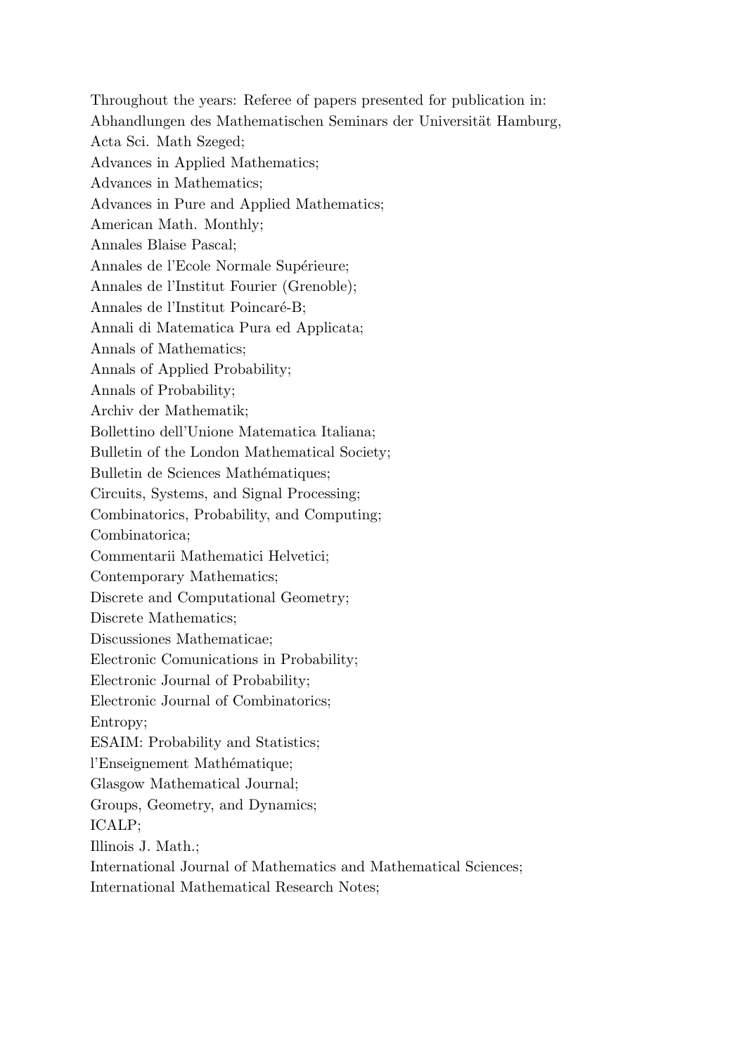Throughout the years: Referee of papers presented for publication in:

Abhandlungen des Mathematischen Seminars der Universität Hamburg,

Acta Sci. Math Szeged;

Advances in Applied Mathematics;

Advances in Mathematics;

Advances in Pure and Applied Mathematics;

American Math. Monthly;

Annales Blaise Pascal;

Annales de l'Ecole Normale Supérieure;

Annales de l'Institut Fourier (Grenoble);

Annales de l'Institut Poincaré-B;

Annali di Matematica Pura ed Applicata;

Annals of Mathematics;

Annals of Applied Probability;

Annals of Probability;

Archiv der Mathematik;

Bollettino dell'Unione Matematica Italiana;

Bulletin of the London Mathematical Society;

Bulletin de Sciences Mathématiques;

Circuits, Systems, and Signal Processing;

Combinatorics, Probability, and Computing;

Combinatorica;

Commentarii Mathematici Helvetici;

Contemporary Mathematics;

Discrete and Computational Geometry;

Discrete Mathematics;

Discussiones Mathematicae;

Electronic Comunications in Probability;

Electronic Journal of Probability;

Electronic Journal of Combinatorics;

Entropy;

ESAIM: Probability and Statistics;

l'Enseignement Mathématique;

Glasgow Mathematical Journal;

Groups, Geometry, and Dynamics;

ICALP;

Illinois J. Math.;

International Journal of Mathematics and Mathematical Sciences;

International Mathematical Research Notes;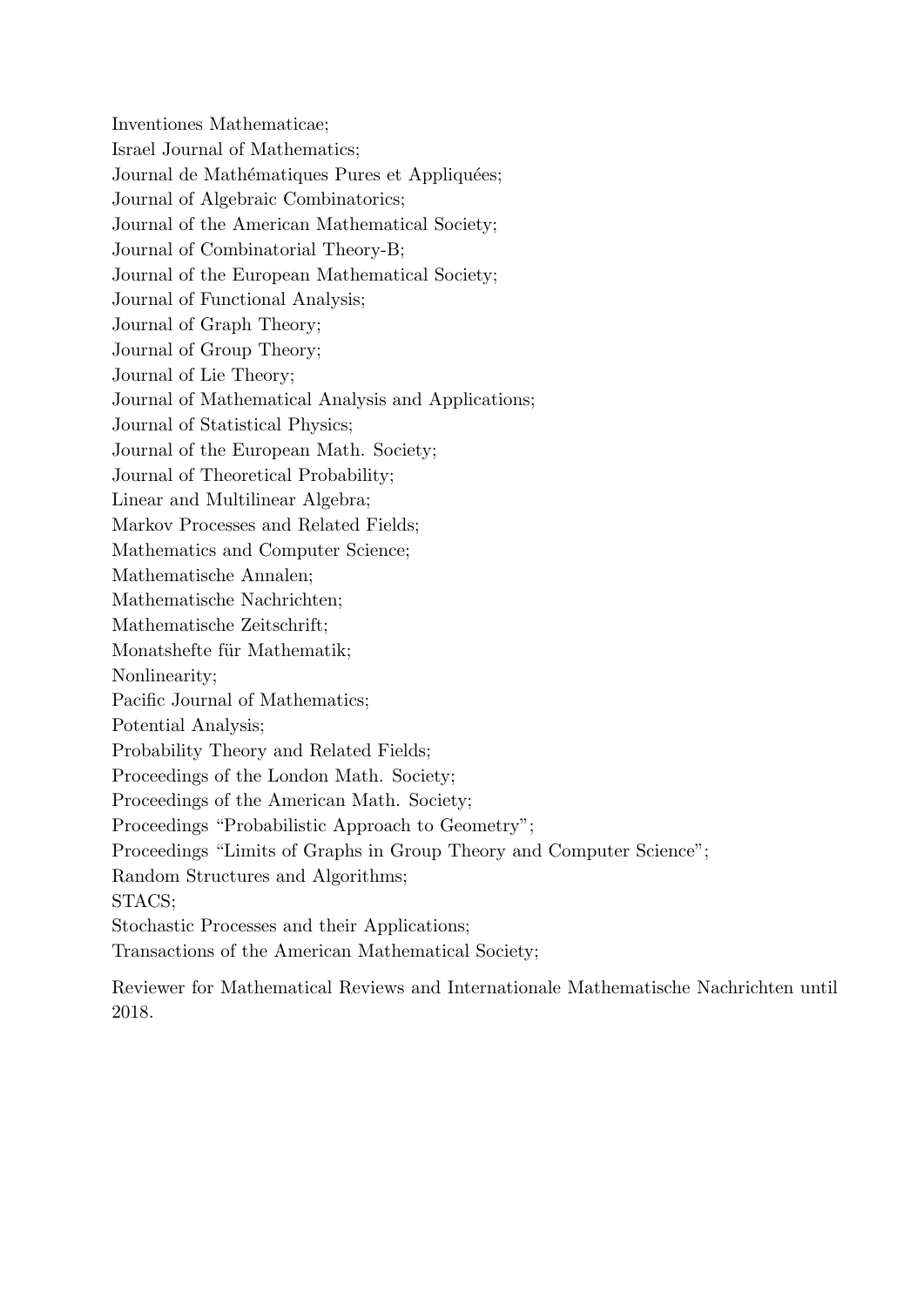Inventiones Mathematicae;
Israel Journal of Mathematics;
Journal de Mathématiques Pures et Appliquées;
Journal of Algebraic Combinatorics;
Journal of the American Mathematical Society;
Journal of Combinatorial Theory-B;
Journal of the European Mathematical Society;
Journal of Functional Analysis;
Journal of Graph Theory;
Journal of Group Theory;
Journal of Lie Theory;
Journal of Mathematical Analysis and Applications;
Journal of Statistical Physics;
Journal of the European Math. Society;
Journal of Theoretical Probability;
Linear and Multilinear Algebra;
Markov Processes and Related Fields;
Mathematics and Computer Science;
Mathematische Annalen;
Mathematische Nachrichten;
Mathematische Zeitschrift;
Monatshefte für Mathematik;
Nonlinearity;
Pacific Journal of Mathematics;
Potential Analysis;
Probability Theory and Related Fields;
Proceedings of the London Math. Society;
Proceedings of the American Math. Society;
Proceedings "Probabilistic Approach to Geometry";
Proceedings "Limits of Graphs in Group Theory and Computer Science";
Random Structures and Algorithms;
STACS;
Stochastic Processes and their Applications;
Transactions of the American Mathematical Society;

Reviewer for Mathematical Reviews and Internationale Mathematische Nachrichten until 2018.